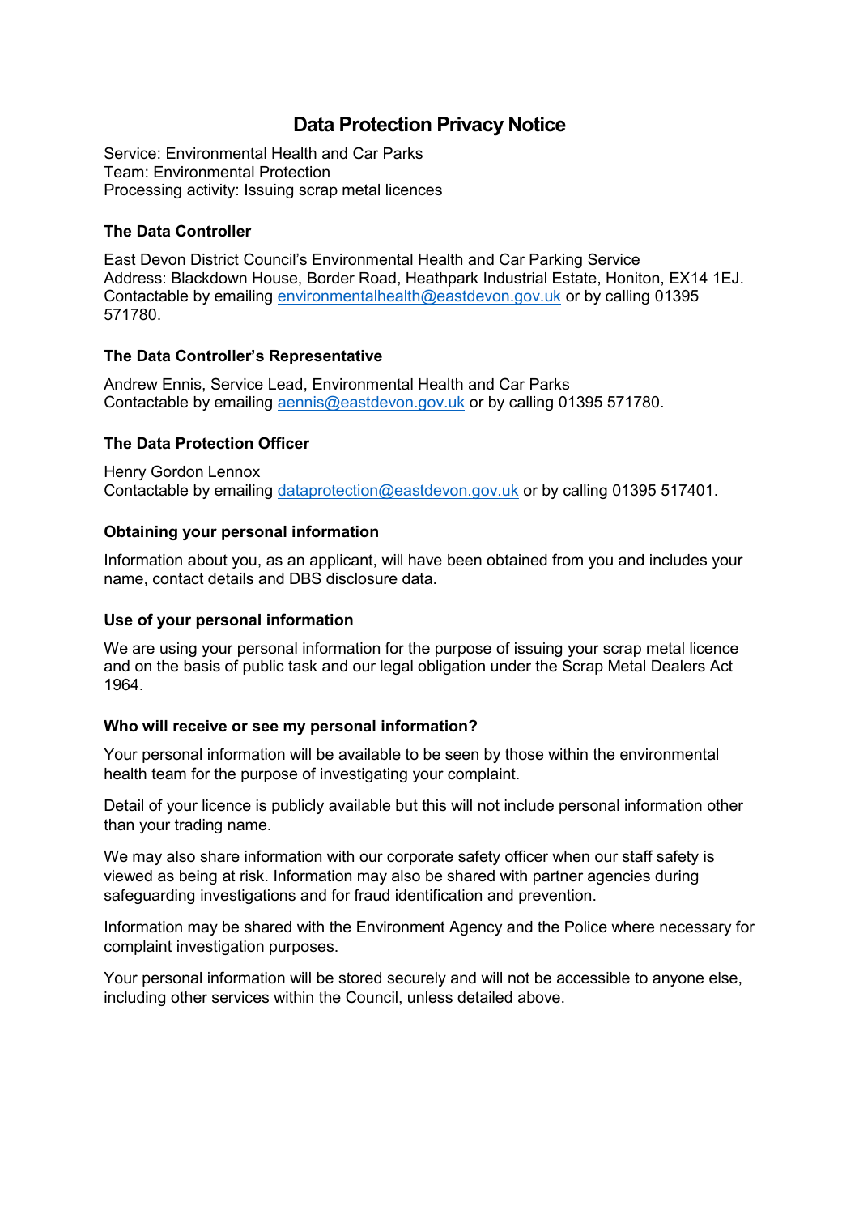# Data Protection Privacy Notice

Service: Environmental Health and Car Parks
Team: Environmental Protection
Processing activity: Issuing scrap metal licences

### The Data Controller

East Devon District Council's Environmental Health and Car Parking Service
Address: Blackdown House, Border Road, Heathpark Industrial Estate, Honiton, EX14 1EJ.
Contactable by emailing environmentalhealth@eastdevon.gov.uk or by calling 01395 571780.

### The Data Controller's Representative

Andrew Ennis, Service Lead, Environmental Health and Car Parks
Contactable by emailing aennis@eastdevon.gov.uk or by calling 01395 571780.

### The Data Protection Officer

Henry Gordon Lennox
Contactable by emailing dataprotection@eastdevon.gov.uk or by calling 01395 517401.

### Obtaining your personal information

Information about you, as an applicant, will have been obtained from you and includes your name, contact details and DBS disclosure data.

### Use of your personal information

We are using your personal information for the purpose of issuing your scrap metal licence and on the basis of public task and our legal obligation under the Scrap Metal Dealers Act 1964.

### Who will receive or see my personal information?

Your personal information will be available to be seen by those within the environmental health team for the purpose of investigating your complaint.

Detail of your licence is publicly available but this will not include personal information other than your trading name.

We may also share information with our corporate safety officer when our staff safety is viewed as being at risk. Information may also be shared with partner agencies during safeguarding investigations and for fraud identification and prevention.

Information may be shared with the Environment Agency and the Police where necessary for complaint investigation purposes.

Your personal information will be stored securely and will not be accessible to anyone else, including other services within the Council, unless detailed above.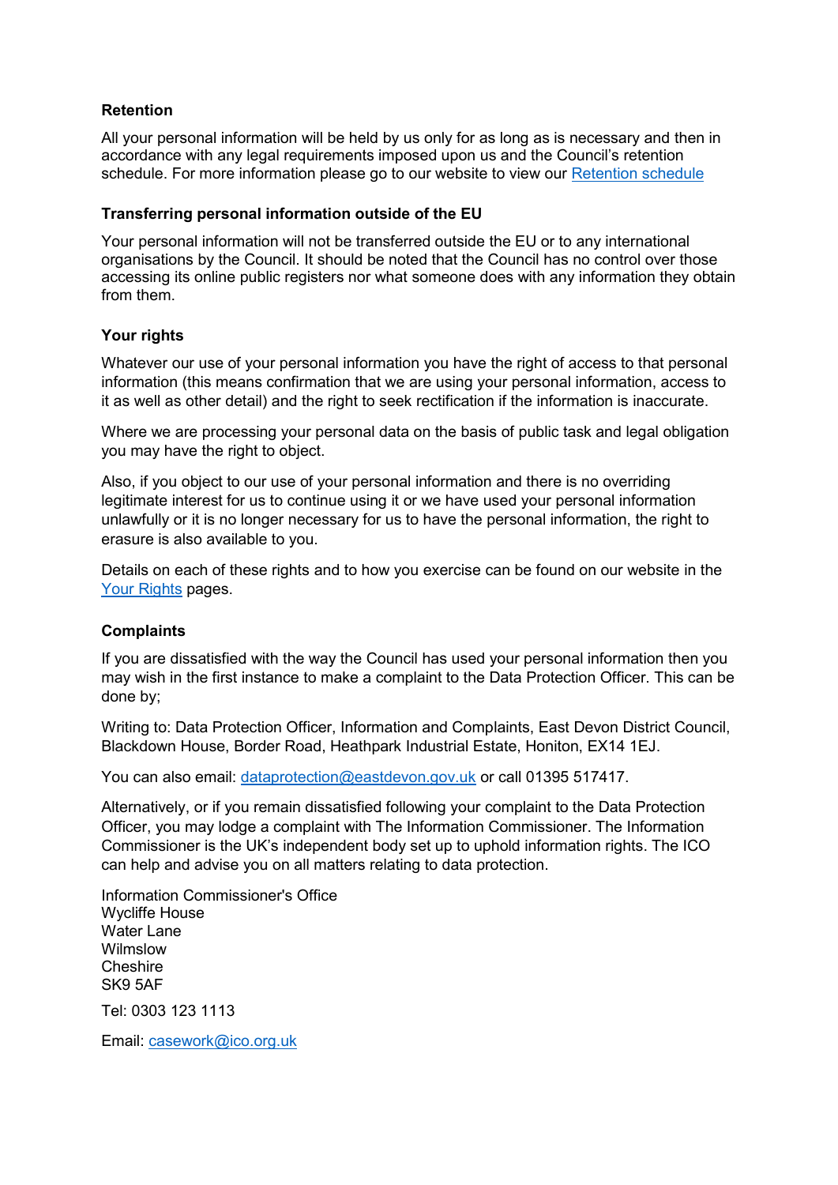**Retention**

All your personal information will be held by us only for as long as is necessary and then in accordance with any legal requirements imposed upon us and the Council's retention schedule. For more information please go to our website to view our Retention schedule

**Transferring personal information outside of the EU**

Your personal information will not be transferred outside the EU or to any international organisations by the Council. It should be noted that the Council has no control over those accessing its online public registers nor what someone does with any information they obtain from them.

**Your rights**

Whatever our use of your personal information you have the right of access to that personal information (this means confirmation that we are using your personal information, access to it as well as other detail) and the right to seek rectification if the information is inaccurate.

Where we are processing your personal data on the basis of public task and legal obligation you may have the right to object.

Also, if you object to our use of your personal information and there is no overriding legitimate interest for us to continue using it or we have used your personal information unlawfully or it is no longer necessary for us to have the personal information, the right to erasure is also available to you.

Details on each of these rights and to how you exercise can be found on our website in the Your Rights pages.

**Complaints**

If you are dissatisfied with the way the Council has used your personal information then you may wish in the first instance to make a complaint to the Data Protection Officer. This can be done by;

Writing to: Data Protection Officer, Information and Complaints, East Devon District Council, Blackdown House, Border Road, Heathpark Industrial Estate, Honiton, EX14 1EJ.

You can also email: dataprotection@eastdevon.gov.uk or call 01395 517417.

Alternatively, or if you remain dissatisfied following your complaint to the Data Protection Officer, you may lodge a complaint with The Information Commissioner. The Information Commissioner is the UK's independent body set up to uphold information rights. The ICO can help and advise you on all matters relating to data protection.

Information Commissioner's Office
Wycliffe House
Water Lane
Wilmslow
Cheshire
SK9 5AF

Tel: 0303 123 1113

Email: casework@ico.org.uk